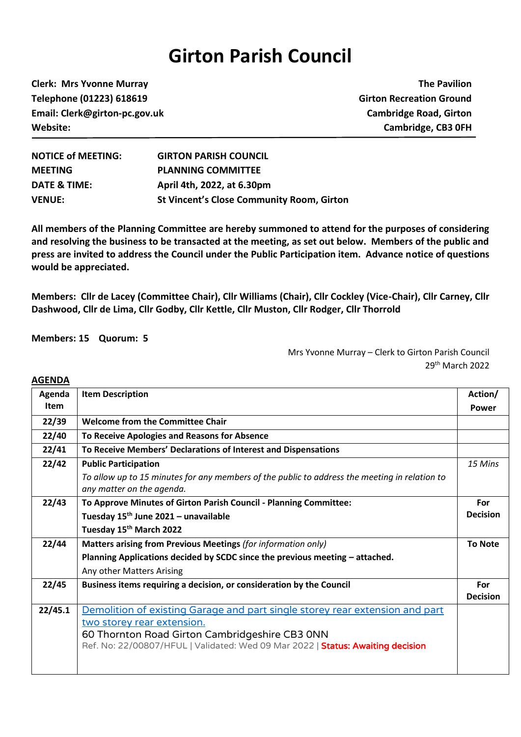# Girton Parish Council

| | |
|---|---|
| **Clerk: Mrs Yvonne Murray** | **The Pavilion** |
| **Telephone (01223) 618619** | **Girton Recreation Ground** |
| **Email: Clerk@girton-pc.gov.uk** | **Cambridge Road, Girton** |
| **Website:** | **Cambridge, CB3 0FH** |

| | |
|---|---|
| **NOTICE of MEETING:** | **GIRTON PARISH COUNCIL** |
| **MEETING** | **PLANNING COMMITTEE** |
| **DATE & TIME:** | **April 4th, 2022, at 6.30pm** |
| **VENUE:** | **St Vincent's Close Community Room, Girton** |

**All members of the Planning Committee are hereby summoned to attend for the purposes of considering and resolving the business to be transacted at the meeting, as set out below. Members of the public and press are invited to address the Council under the Public Participation item. Advance notice of questions would be appreciated.**

**Members: Cllr de Lacey (Committee Chair), Cllr Williams (Chair), Cllr Cockley (Vice-Chair), Cllr Carney, Cllr Dashwood, Cllr de Lima, Cllr Godby, Cllr Kettle, Cllr Muston, Cllr Rodger, Cllr Thorrold**

**Members: 15 Quorum: 5**

Mrs Yvonne Murray – Clerk to Girton Parish Council
29th March 2022

**AGENDA**

| Agenda Item | Item Description | Action/ Power |
|---|---|---|
| **22/39** | **Welcome from the Committee Chair** | |
| **22/40** | **To Receive Apologies and Reasons for Absence** | |
| **22/41** | **To Receive Members' Declarations of Interest and Dispensations** | |
| **22/42** | **Public Participation**<br>*To allow up to 15 minutes for any members of the public to address the meeting in relation to any matter on the agenda.* | *15 Mins* |
| **22/43** | **To Approve Minutes of Girton Parish Council - Planning Committee:**<br>**Tuesday 15th June 2021 – unavailable**<br>**Tuesday 15th March 2022** | **For Decision** |
| **22/44** | **Matters arising from Previous Meetings** *(for information only)*<br>**Planning Applications decided by SCDC since the previous meeting – attached.**<br>Any other Matters Arising | **To Note** |
| **22/45** | **Business items requiring a decision, or consideration by the Council** | **For Decision** |
| **22/45.1** | Demolition of existing Garage and part single storey rear extension and part two storey rear extension.<br>60 Thornton Road Girton Cambridgeshire CB3 0NN<br>Ref. No: 22/00807/HFUL \| Validated: Wed 09 Mar 2022 \| **Status: Awaiting decision** | |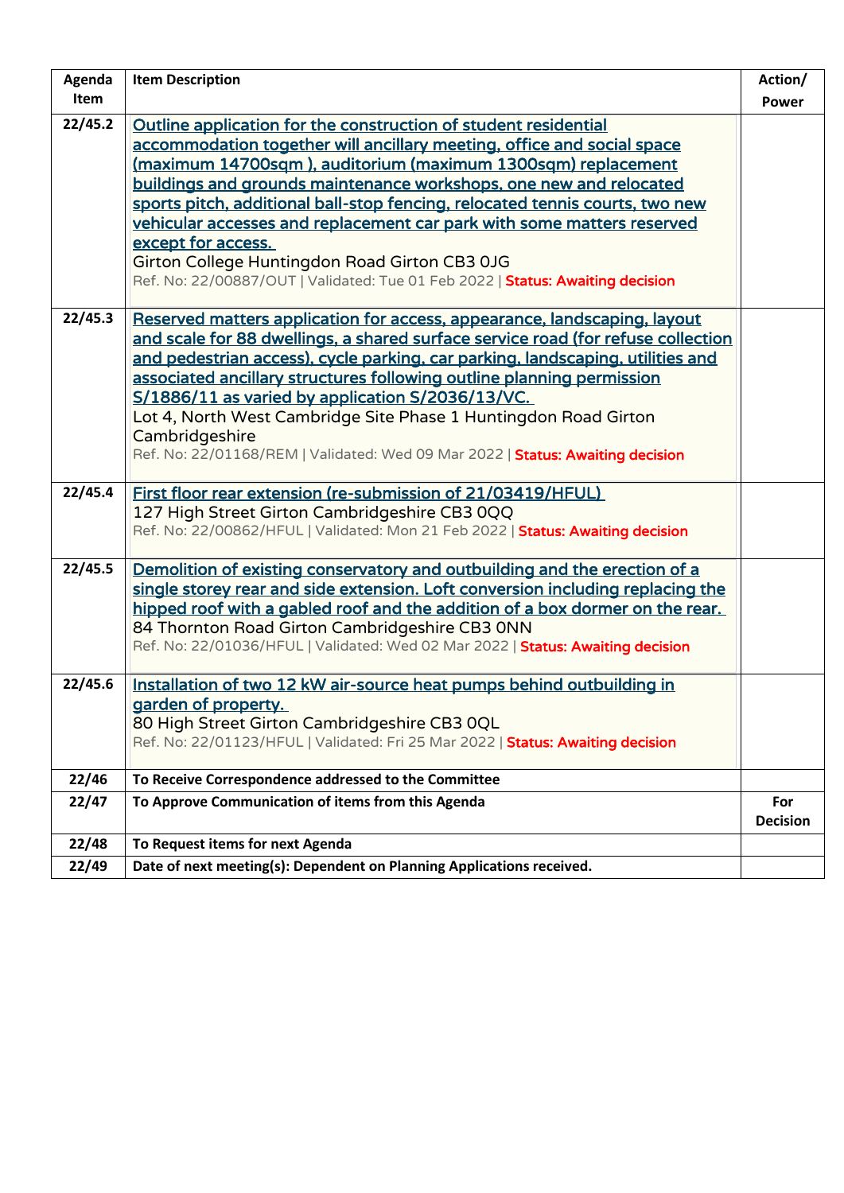| Agenda Item | Item Description | Action/ Power |
|---|---|---|
| 22/45.2 | Outline application for the construction of student residential accommodation together will ancillary meeting, office and social space (maximum 14700sqm ), auditorium (maximum 1300sqm) replacement buildings and grounds maintenance workshops, one new and relocated sports pitch, additional ball-stop fencing, relocated tennis courts, two new vehicular accesses and replacement car park with some matters reserved except for access.<br>Girton College Huntingdon Road Girton CB3 0JG<br>Ref. No: 22/00887/OUT \| Validated: Tue 01 Feb 2022 \| Status: Awaiting decision | |
| 22/45.3 | Reserved matters application for access, appearance, landscaping, layout and scale for 88 dwellings, a shared surface service road (for refuse collection and pedestrian access), cycle parking, car parking, landscaping, utilities and associated ancillary structures following outline planning permission S/1886/11 as varied by application S/2036/13/VC.<br>Lot 4, North West Cambridge Site Phase 1 Huntingdon Road Girton Cambridgeshire<br>Ref. No: 22/01168/REM \| Validated: Wed 09 Mar 2022 \| Status: Awaiting decision | |
| 22/45.4 | First floor rear extension (re-submission of 21/03419/HFUL)<br>127 High Street Girton Cambridgeshire CB3 0QQ<br>Ref. No: 22/00862/HFUL \| Validated: Mon 21 Feb 2022 \| Status: Awaiting decision | |
| 22/45.5 | Demolition of existing conservatory and outbuilding and the erection of a single storey rear and side extension. Loft conversion including replacing the hipped roof with a gabled roof and the addition of a box dormer on the rear.<br>84 Thornton Road Girton Cambridgeshire CB3 0NN<br>Ref. No: 22/01036/HFUL \| Validated: Wed 02 Mar 2022 \| Status: Awaiting decision | |
| 22/45.6 | Installation of two 12 kW air-source heat pumps behind outbuilding in garden of property.<br>80 High Street Girton Cambridgeshire CB3 0QL<br>Ref. No: 22/01123/HFUL \| Validated: Fri 25 Mar 2022 \| Status: Awaiting decision | |
| 22/46 | **To Receive Correspondence addressed to the Committee** | |
| 22/47 | **To Approve Communication of items from this Agenda** | **For Decision** |
| 22/48 | **To Request items for next Agenda** | |
| 22/49 | **Date of next meeting(s): Dependent on Planning Applications received.** | |